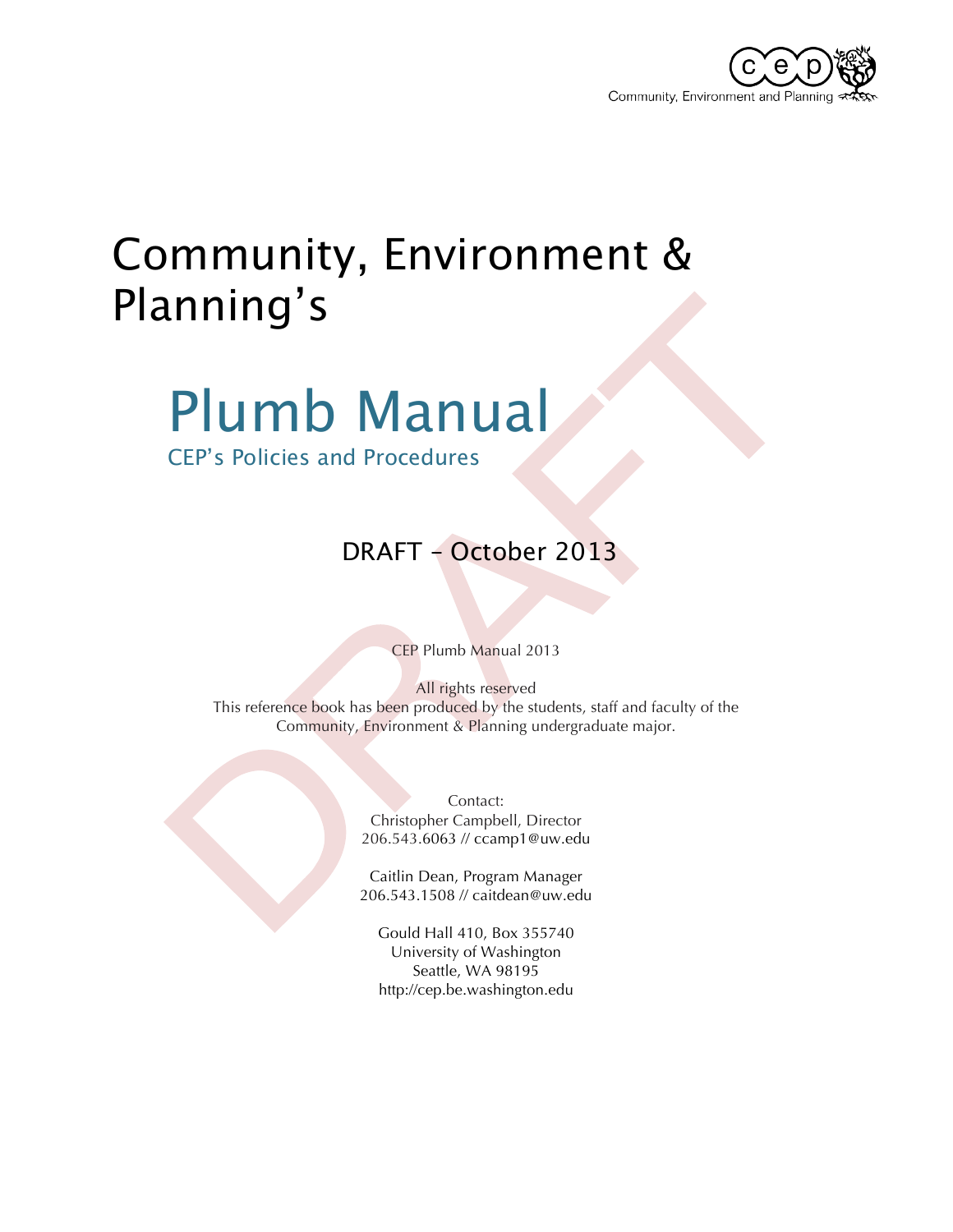Community, Environment and Planning

# Community, Environment & Planning's

# Plumb Manual

## CEP's Policies and Procedures

### DRAFT – October 2013

CEP Plumb Manual 2013

All rights reserved
This reference book has been produced by the students, staff and faculty of the Community, Environment & Planning undergraduate major.

Contact:
Christopher Campbell, Director
206.543.6063 // ccamp1@uw.edu

Caitlin Dean, Program Manager
206.543.1508 // caitdean@uw.edu

Gould Hall 410, Box 355740
University of Washington
Seattle, WA 98195
http://cep.be.washington.edu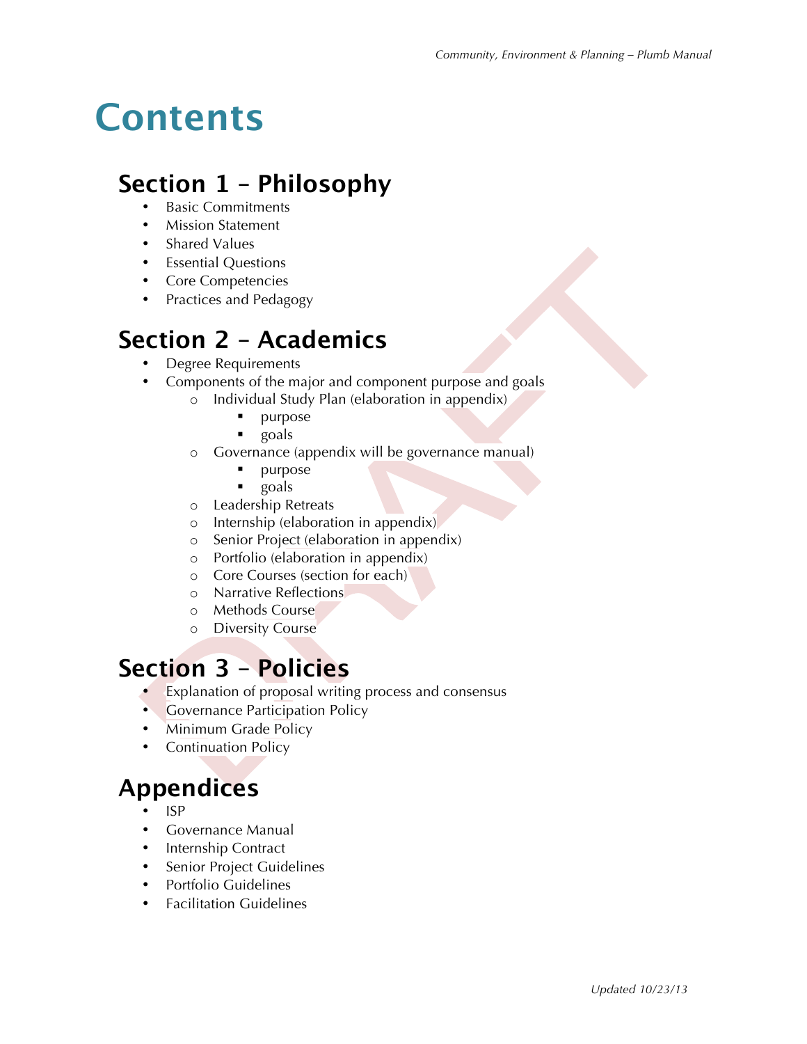# Contents

## Section 1 – Philosophy

- Basic Commitments
- Mission Statement
- Shared Values
- Essential Questions
- Core Competencies
- Practices and Pedagogy

## Section 2 – Academics

- Degree Requirements
- Components of the major and component purpose and goals
  - Individual Study Plan (elaboration in appendix)
    - purpose
    - goals
  - Governance (appendix will be governance manual)
    - purpose
    - goals
  - Leadership Retreats
  - Internship (elaboration in appendix)
  - Senior Project (elaboration in appendix)
  - Portfolio (elaboration in appendix)
  - Core Courses (section for each)
  - Narrative Reflections
  - Methods Course
  - Diversity Course

## Section 3 – Policies

- Explanation of proposal writing process and consensus
- Governance Participation Policy
- Minimum Grade Policy
- Continuation Policy

## Appendices

- ISP
- Governance Manual
- Internship Contract
- Senior Project Guidelines
- Portfolio Guidelines
- Facilitation Guidelines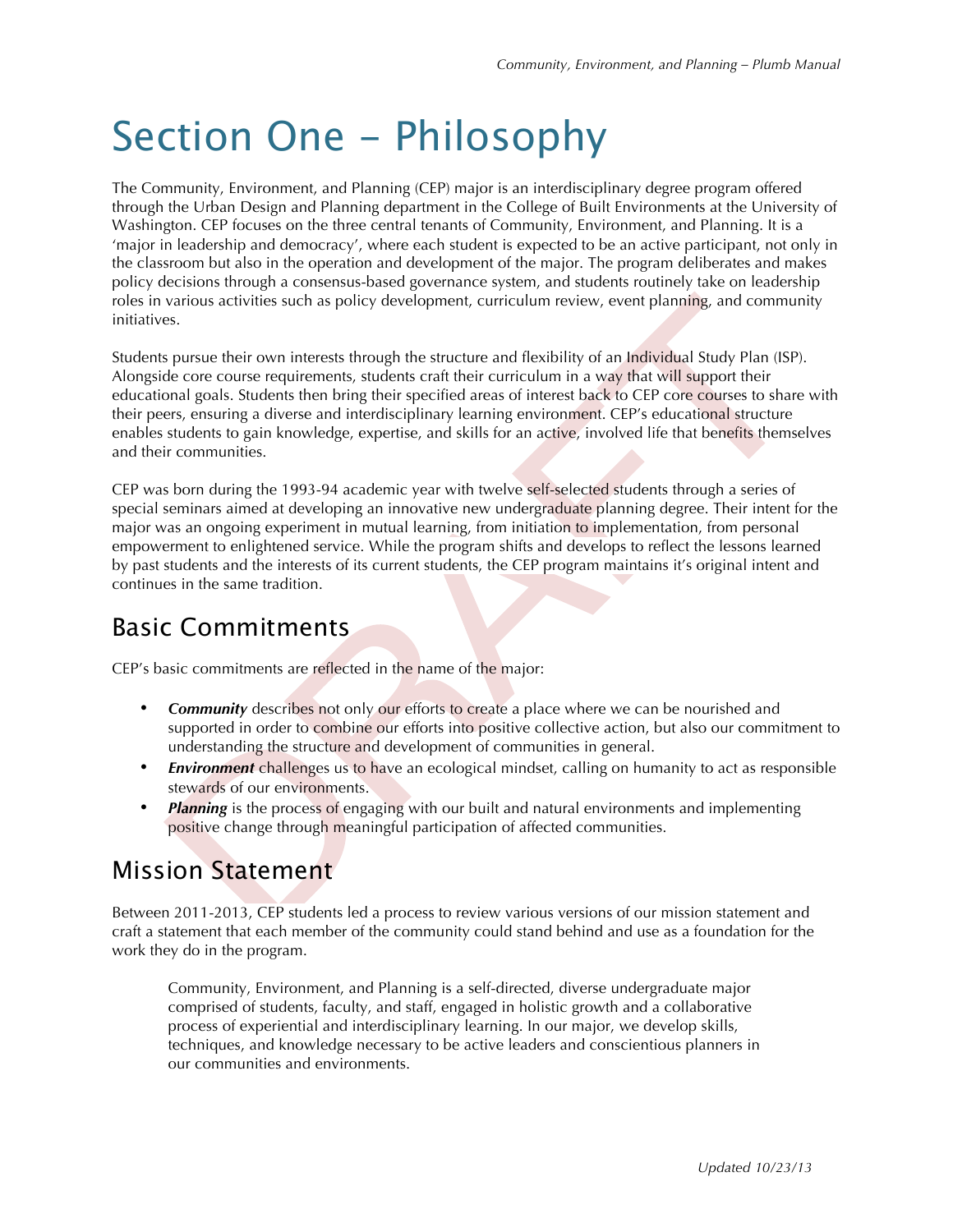# Section One – Philosophy

The Community, Environment, and Planning (CEP) major is an interdisciplinary degree program offered through the Urban Design and Planning department in the College of Built Environments at the University of Washington. CEP focuses on the three central tenants of Community, Environment, and Planning. It is a 'major in leadership and democracy', where each student is expected to be an active participant, not only in the classroom but also in the operation and development of the major. The program deliberates and makes policy decisions through a consensus-based governance system, and students routinely take on leadership roles in various activities such as policy development, curriculum review, event planning, and community initiatives.

Students pursue their own interests through the structure and flexibility of an Individual Study Plan (ISP). Alongside core course requirements, students craft their curriculum in a way that will support their educational goals. Students then bring their specified areas of interest back to CEP core courses to share with their peers, ensuring a diverse and interdisciplinary learning environment. CEP's educational structure enables students to gain knowledge, expertise, and skills for an active, involved life that benefits themselves and their communities.

CEP was born during the 1993-94 academic year with twelve self-selected students through a series of special seminars aimed at developing an innovative new undergraduate planning degree. Their intent for the major was an ongoing experiment in mutual learning, from initiation to implementation, from personal empowerment to enlightened service. While the program shifts and develops to reflect the lessons learned by past students and the interests of its current students, the CEP program maintains it's original intent and continues in the same tradition.

## Basic Commitments

CEP's basic commitments are reflected in the name of the major:

- ***Community*** describes not only our efforts to create a place where we can be nourished and supported in order to combine our efforts into positive collective action, but also our commitment to understanding the structure and development of communities in general.
- ***Environment*** challenges us to have an ecological mindset, calling on humanity to act as responsible stewards of our environments.
- ***Planning*** is the process of engaging with our built and natural environments and implementing positive change through meaningful participation of affected communities.

## Mission Statement

Between 2011-2013, CEP students led a process to review various versions of our mission statement and craft a statement that each member of the community could stand behind and use as a foundation for the work they do in the program.

> Community, Environment, and Planning is a self-directed, diverse undergraduate major comprised of students, faculty, and staff, engaged in holistic growth and a collaborative process of experiential and interdisciplinary learning. In our major, we develop skills, techniques, and knowledge necessary to be active leaders and conscientious planners in our communities and environments.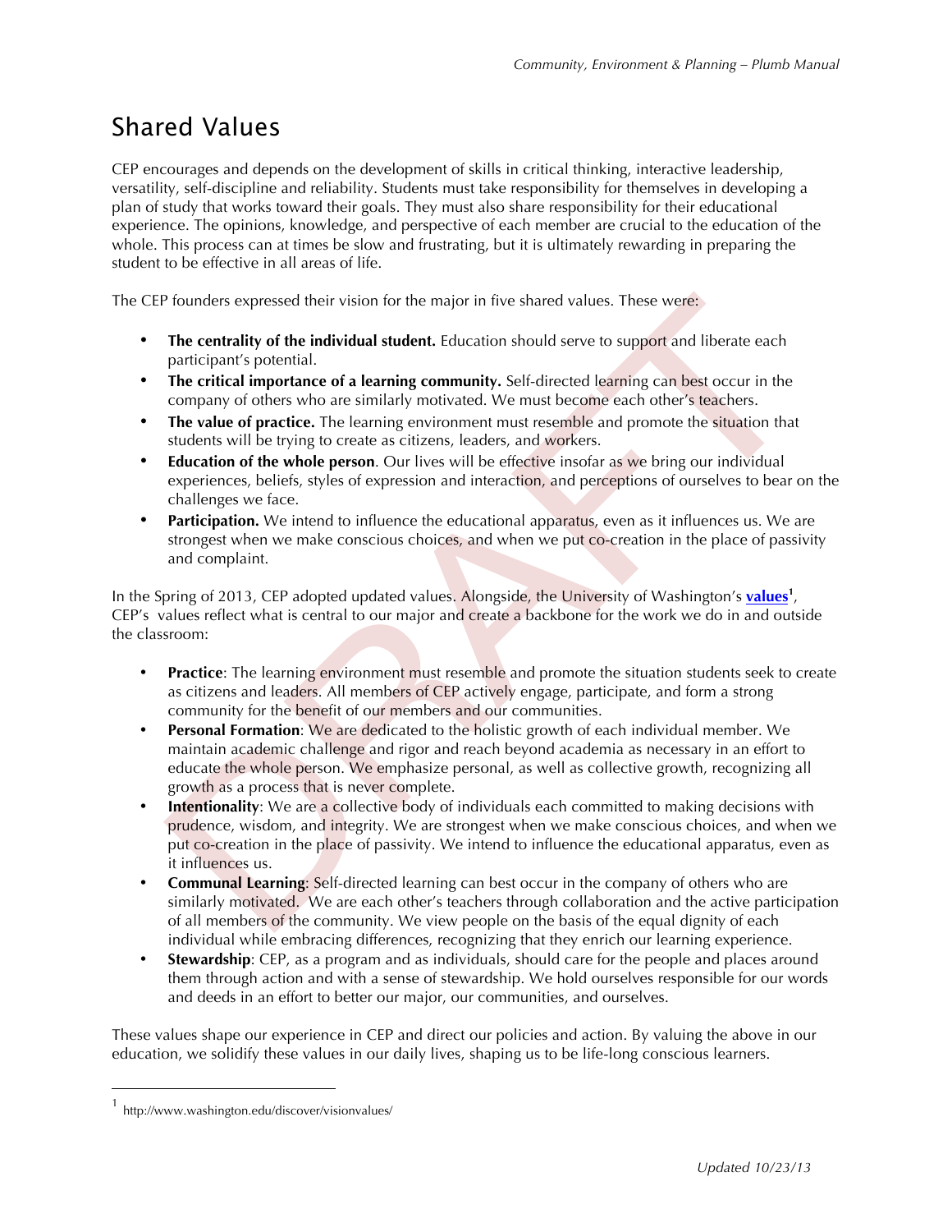# Shared Values

CEP encourages and depends on the development of skills in critical thinking, interactive leadership, versatility, self-discipline and reliability. Students must take responsibility for themselves in developing a plan of study that works toward their goals. They must also share responsibility for their educational experience. The opinions, knowledge, and perspective of each member are crucial to the education of the whole. This process can at times be slow and frustrating, but it is ultimately rewarding in preparing the student to be effective in all areas of life.

The CEP founders expressed their vision for the major in five shared values. These were:

- **The centrality of the individual student.** Education should serve to support and liberate each participant's potential.
- **The critical importance of a learning community.** Self-directed learning can best occur in the company of others who are similarly motivated. We must become each other's teachers.
- **The value of practice.** The learning environment must resemble and promote the situation that students will be trying to create as citizens, leaders, and workers.
- **Education of the whole person**. Our lives will be effective insofar as we bring our individual experiences, beliefs, styles of expression and interaction, and perceptions of ourselves to bear on the challenges we face.
- **Participation.** We intend to influence the educational apparatus, even as it influences us. We are strongest when we make conscious choices, and when we put co-creation in the place of passivity and complaint.

In the Spring of 2013, CEP adopted updated values. Alongside, the University of Washington's **values**[1], CEP's values reflect what is central to our major and create a backbone for the work we do in and outside the classroom:

- **Practice**: The learning environment must resemble and promote the situation students seek to create as citizens and leaders. All members of CEP actively engage, participate, and form a strong community for the benefit of our members and our communities.
- **Personal Formation**: We are dedicated to the holistic growth of each individual member. We maintain academic challenge and rigor and reach beyond academia as necessary in an effort to educate the whole person. We emphasize personal, as well as collective growth, recognizing all growth as a process that is never complete.
- **Intentionality**: We are a collective body of individuals each committed to making decisions with prudence, wisdom, and integrity. We are strongest when we make conscious choices, and when we put co-creation in the place of passivity. We intend to influence the educational apparatus, even as it influences us.
- **Communal Learning**: Self-directed learning can best occur in the company of others who are similarly motivated. We are each other's teachers through collaboration and the active participation of all members of the community. We view people on the basis of the equal dignity of each individual while embracing differences, recognizing that they enrich our learning experience.
- **Stewardship**: CEP, as a program and as individuals, should care for the people and places around them through action and with a sense of stewardship. We hold ourselves responsible for our words and deeds in an effort to better our major, our communities, and ourselves.

These values shape our experience in CEP and direct our policies and action. By valuing the above in our education, we solidify these values in our daily lives, shaping us to be life-long conscious learners.

---

[1] http://www.washington.edu/discover/visionvalues/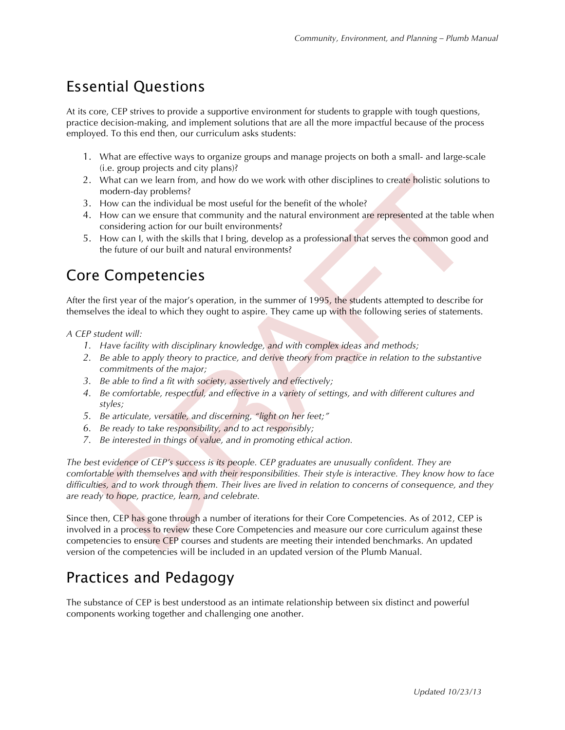## Essential Questions

At its core, CEP strives to provide a supportive environment for students to grapple with tough questions, practice decision-making, and implement solutions that are all the more impactful because of the process employed. To this end then, our curriculum asks students:

1. What are effective ways to organize groups and manage projects on both a small- and large-scale (i.e. group projects and city plans)?
2. What can we learn from, and how do we work with other disciplines to create holistic solutions to modern-day problems?
3. How can the individual be most useful for the benefit of the whole?
4. How can we ensure that community and the natural environment are represented at the table when considering action for our built environments?
5. How can I, with the skills that I bring, develop as a professional that serves the common good and the future of our built and natural environments?

## Core Competencies

After the first year of the major's operation, in the summer of 1995, the students attempted to describe for themselves the ideal to which they ought to aspire. They came up with the following series of statements.

*A CEP student will:*

1. *Have facility with disciplinary knowledge, and with complex ideas and methods;*
2. *Be able to apply theory to practice, and derive theory from practice in relation to the substantive commitments of the major;*
3. *Be able to find a fit with society, assertively and effectively;*
4. *Be comfortable, respectful, and effective in a variety of settings, and with different cultures and styles;*
5. *Be articulate, versatile, and discerning, "light on her feet;"*
6. *Be ready to take responsibility, and to act responsibly;*
7. *Be interested in things of value, and in promoting ethical action.*

*The best evidence of CEP's success is its people. CEP graduates are unusually confident. They are comfortable with themselves and with their responsibilities. Their style is interactive. They know how to face difficulties, and to work through them. Their lives are lived in relation to concerns of consequence, and they are ready to hope, practice, learn, and celebrate.*

Since then, CEP has gone through a number of iterations for their Core Competencies. As of 2012, CEP is involved in a process to review these Core Competencies and measure our core curriculum against these competencies to ensure CEP courses and students are meeting their intended benchmarks. An updated version of the competencies will be included in an updated version of the Plumb Manual.

## Practices and Pedagogy

The substance of CEP is best understood as an intimate relationship between six distinct and powerful components working together and challenging one another.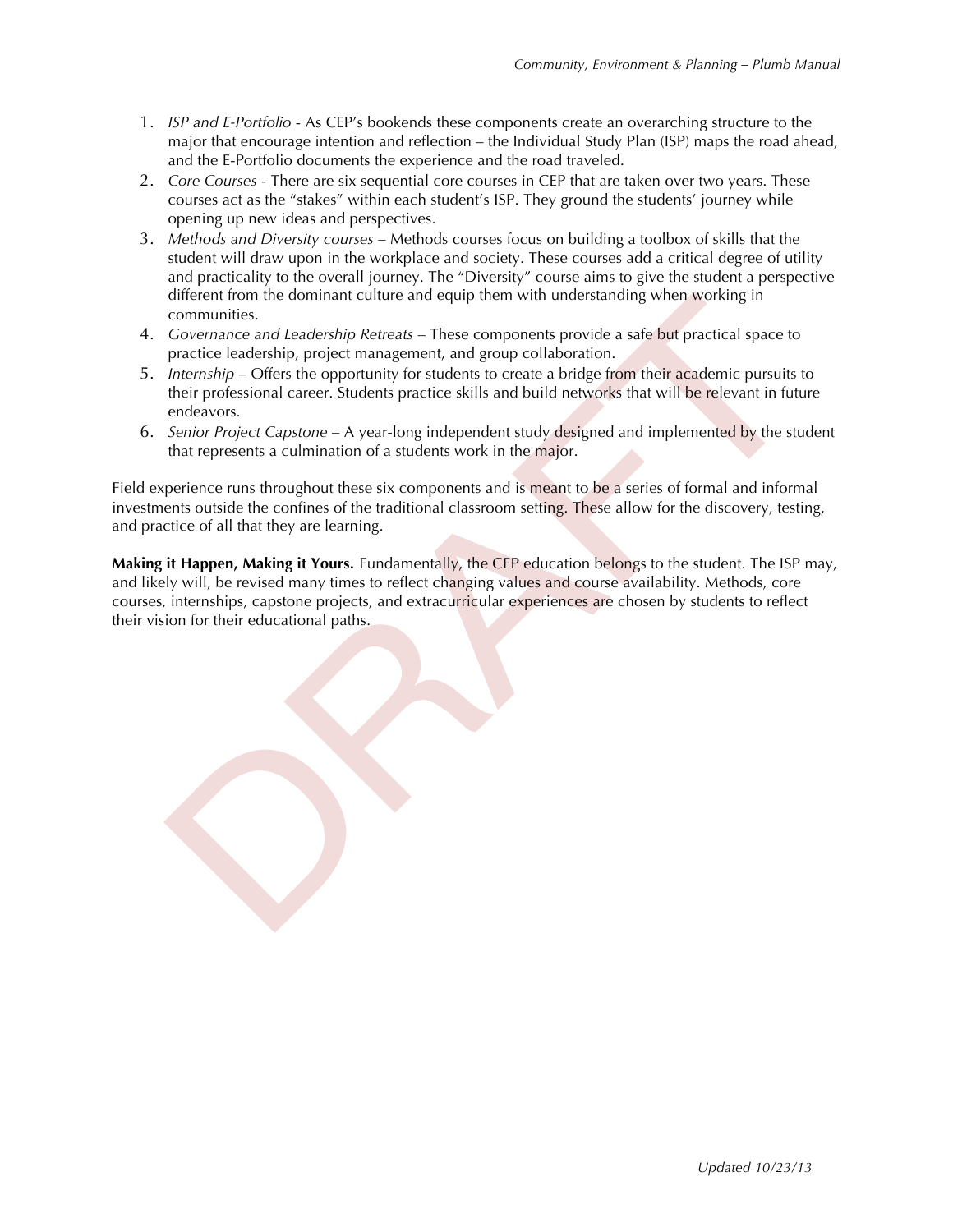1. *ISP and E-Portfolio* - As CEP's bookends these components create an overarching structure to the major that encourage intention and reflection – the Individual Study Plan (ISP) maps the road ahead, and the E-Portfolio documents the experience and the road traveled.
2. *Core Courses* - There are six sequential core courses in CEP that are taken over two years. These courses act as the "stakes" within each student's ISP. They ground the students' journey while opening up new ideas and perspectives.
3. *Methods and Diversity courses* – Methods courses focus on building a toolbox of skills that the student will draw upon in the workplace and society. These courses add a critical degree of utility and practicality to the overall journey. The "Diversity" course aims to give the student a perspective different from the dominant culture and equip them with understanding when working in communities.
4. *Governance and Leadership Retreats* – These components provide a safe but practical space to practice leadership, project management, and group collaboration.
5. *Internship* – Offers the opportunity for students to create a bridge from their academic pursuits to their professional career. Students practice skills and build networks that will be relevant in future endeavors.
6. *Senior Project Capstone* – A year-long independent study designed and implemented by the student that represents a culmination of a students work in the major.

Field experience runs throughout these six components and is meant to be a series of formal and informal investments outside the confines of the traditional classroom setting. These allow for the discovery, testing, and practice of all that they are learning.

**Making it Happen, Making it Yours.** Fundamentally, the CEP education belongs to the student. The ISP may, and likely will, be revised many times to reflect changing values and course availability. Methods, core courses, internships, capstone projects, and extracurricular experiences are chosen by students to reflect their vision for their educational paths.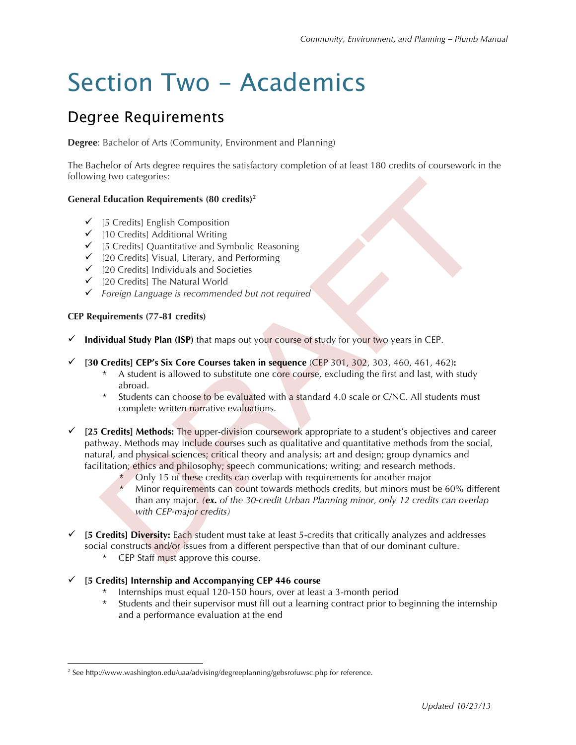# Section Two – Academics

## Degree Requirements

**Degree**: Bachelor of Arts (Community, Environment and Planning)

The Bachelor of Arts degree requires the satisfactory completion of at least 180 credits of coursework in the following two categories:

**General Education Requirements (80 credits)**[2]

- ✓ [5 Credits] English Composition
- ✓ [10 Credits] Additional Writing
- ✓ [5 Credits] Quantitative and Symbolic Reasoning
- ✓ [20 Credits] Visual, Literary, and Performing
- ✓ [20 Credits] Individuals and Societies
- ✓ [20 Credits] The Natural World
- ✓ *Foreign Language is recommended but not required*

**CEP Requirements (77-81 credits)**

- ✓ **Individual Study Plan (ISP)** that maps out your course of study for your two years in CEP.

- ✓ **[30 Credits] CEP's Six Core Courses taken in sequence** (CEP 301, 302, 303, 460, 461, 462)**:**
  - * A student is allowed to substitute one core course, excluding the first and last, with study abroad.
  - * Students can choose to be evaluated with a standard 4.0 scale or C/NC. All students must complete written narrative evaluations.

- ✓ **[25 Credits] Methods:** The upper-division coursework appropriate to a student's objectives and career pathway. Methods may include courses such as qualitative and quantitative methods from the social, natural, and physical sciences; critical theory and analysis; art and design; group dynamics and facilitation; ethics and philosophy; speech communications; writing; and research methods.
  - * Only 15 of these credits can overlap with requirements for another major
  - * Minor requirements can count towards methods credits, but minors must be 60% different than any major. *(**ex.** of the 30-credit Urban Planning minor, only 12 credits can overlap with CEP-major credits)*

- ✓ **[5 Credits] Diversity:** Each student must take at least 5-credits that critically analyzes and addresses social constructs and/or issues from a different perspective than that of our dominant culture.
  - * CEP Staff must approve this course.

- ✓ **[5 Credits] Internship and Accompanying CEP 446 course**
  - * Internships must equal 120-150 hours, over at least a 3-month period
  - * Students and their supervisor must fill out a learning contract prior to beginning the internship and a performance evaluation at the end

---

[2] See http://www.washington.edu/uaa/advising/degreeplanning/gebsrofuwsc.php for reference.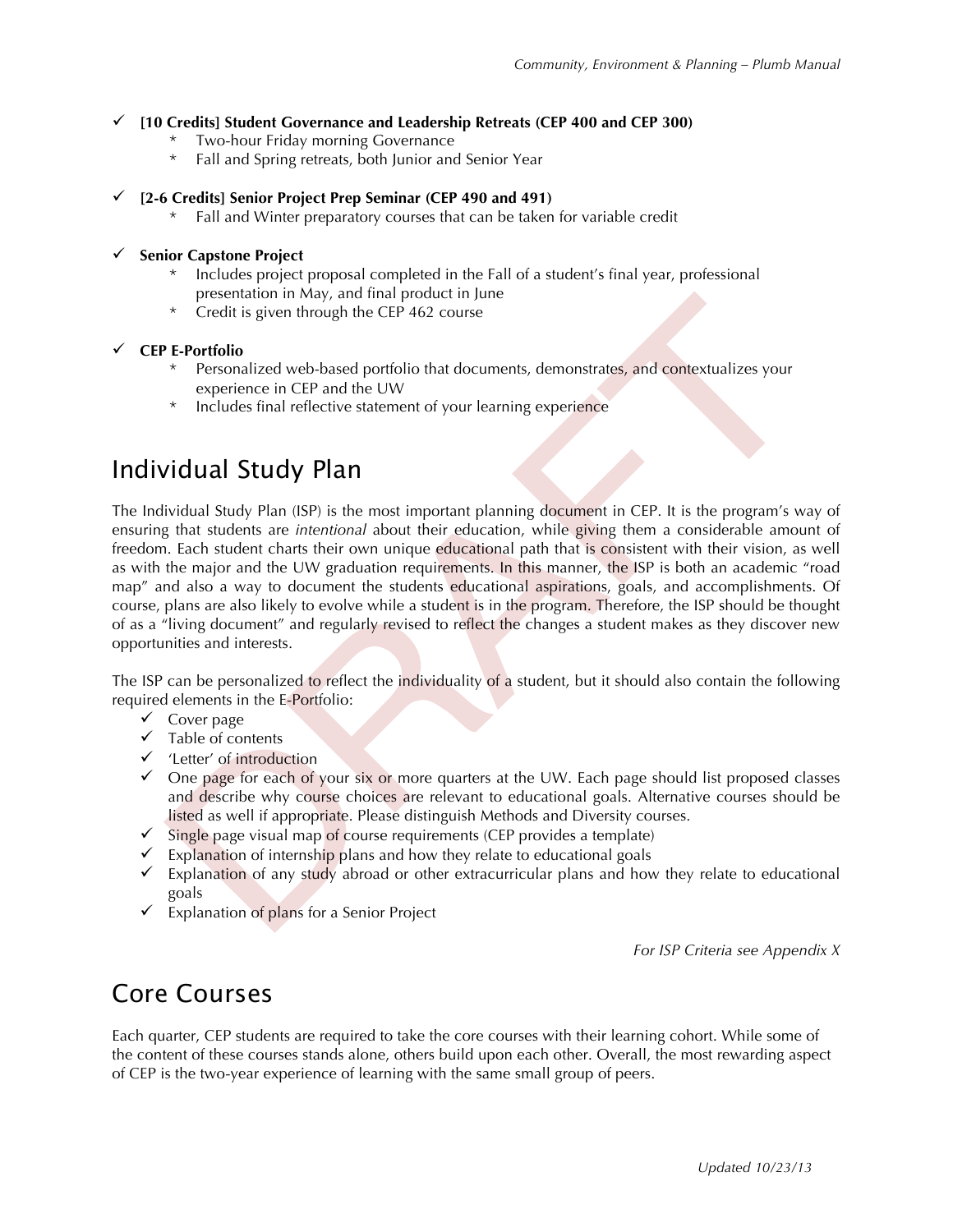- ✓ **[10 Credits] Student Governance and Leadership Retreats (CEP 400 and CEP 300)**
  - Two-hour Friday morning Governance
  - Fall and Spring retreats, both Junior and Senior Year

- ✓ **[2-6 Credits] Senior Project Prep Seminar (CEP 490 and 491)**
  - Fall and Winter preparatory courses that can be taken for variable credit

- ✓ **Senior Capstone Project**
  - Includes project proposal completed in the Fall of a student's final year, professional presentation in May, and final product in June
  - Credit is given through the CEP 462 course

- ✓ **CEP E-Portfolio**
  - Personalized web-based portfolio that documents, demonstrates, and contextualizes your experience in CEP and the UW
  - Includes final reflective statement of your learning experience

# Individual Study Plan

The Individual Study Plan (ISP) is the most important planning document in CEP. It is the program's way of ensuring that students are *intentional* about their education, while giving them a considerable amount of freedom. Each student charts their own unique educational path that is consistent with their vision, as well as with the major and the UW graduation requirements. In this manner, the ISP is both an academic "road map" and also a way to document the students educational aspirations, goals, and accomplishments. Of course, plans are also likely to evolve while a student is in the program. Therefore, the ISP should be thought of as a "living document" and regularly revised to reflect the changes a student makes as they discover new opportunities and interests.

The ISP can be personalized to reflect the individuality of a student, but it should also contain the following required elements in the E-Portfolio:

- ✓ Cover page
- ✓ Table of contents
- ✓ 'Letter' of introduction
- ✓ One page for each of your six or more quarters at the UW. Each page should list proposed classes and describe why course choices are relevant to educational goals. Alternative courses should be listed as well if appropriate. Please distinguish Methods and Diversity courses.
- ✓ Single page visual map of course requirements (CEP provides a template)
- ✓ Explanation of internship plans and how they relate to educational goals
- ✓ Explanation of any study abroad or other extracurricular plans and how they relate to educational goals
- ✓ Explanation of plans for a Senior Project

*For ISP Criteria see Appendix X*

# Core Courses

Each quarter, CEP students are required to take the core courses with their learning cohort. While some of the content of these courses stands alone, others build upon each other. Overall, the most rewarding aspect of CEP is the two-year experience of learning with the same small group of peers.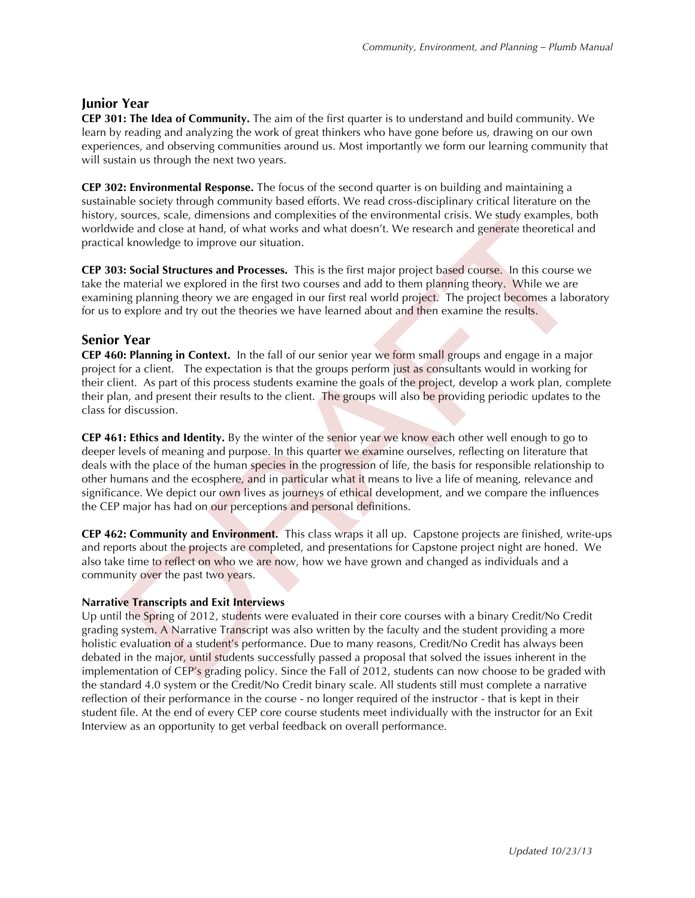## Junior Year

**CEP 301: The Idea of Community.** The aim of the first quarter is to understand and build community. We learn by reading and analyzing the work of great thinkers who have gone before us, drawing on our own experiences, and observing communities around us. Most importantly we form our learning community that will sustain us through the next two years.

**CEP 302: Environmental Response.** The focus of the second quarter is on building and maintaining a sustainable society through community based efforts. We read cross-disciplinary critical literature on the history, sources, scale, dimensions and complexities of the environmental crisis. We study examples, both worldwide and close at hand, of what works and what doesn't. We research and generate theoretical and practical knowledge to improve our situation.

**CEP 303: Social Structures and Processes.** This is the first major project based course. In this course we take the material we explored in the first two courses and add to them planning theory. While we are examining planning theory we are engaged in our first real world project. The project becomes a laboratory for us to explore and try out the theories we have learned about and then examine the results.

## Senior Year

**CEP 460: Planning in Context.** In the fall of our senior year we form small groups and engage in a major project for a client. The expectation is that the groups perform just as consultants would in working for their client. As part of this process students examine the goals of the project, develop a work plan, complete their plan, and present their results to the client. The groups will also be providing periodic updates to the class for discussion.

**CEP 461: Ethics and Identity.** By the winter of the senior year we know each other well enough to go to deeper levels of meaning and purpose. In this quarter we examine ourselves, reflecting on literature that deals with the place of the human species in the progression of life, the basis for responsible relationship to other humans and the ecosphere, and in particular what it means to live a life of meaning, relevance and significance. We depict our own lives as journeys of ethical development, and we compare the influences the CEP major has had on our perceptions and personal definitions.

**CEP 462: Community and Environment.** This class wraps it all up. Capstone projects are finished, write-ups and reports about the projects are completed, and presentations for Capstone project night are honed. We also take time to reflect on who we are now, how we have grown and changed as individuals and a community over the past two years.

#### Narrative Transcripts and Exit Interviews

Up until the Spring of 2012, students were evaluated in their core courses with a binary Credit/No Credit grading system. A Narrative Transcript was also written by the faculty and the student providing a more holistic evaluation of a student's performance. Due to many reasons, Credit/No Credit has always been debated in the major, until students successfully passed a proposal that solved the issues inherent in the implementation of CEP's grading policy. Since the Fall of 2012, students can now choose to be graded with the standard 4.0 system or the Credit/No Credit binary scale. All students still must complete a narrative reflection of their performance in the course - no longer required of the instructor - that is kept in their student file. At the end of every CEP core course students meet individually with the instructor for an Exit Interview as an opportunity to get verbal feedback on overall performance.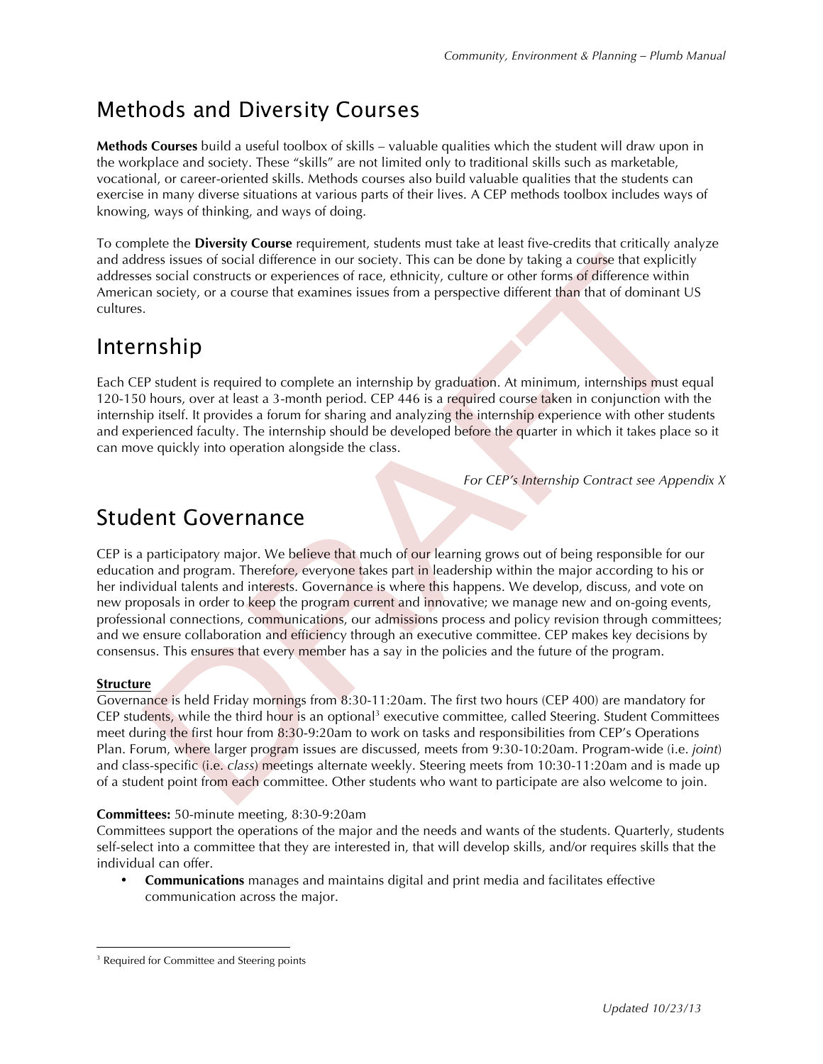# Methods and Diversity Courses

**Methods Courses** build a useful toolbox of skills – valuable qualities which the student will draw upon in the workplace and society. These "skills" are not limited only to traditional skills such as marketable, vocational, or career-oriented skills. Methods courses also build valuable qualities that the students can exercise in many diverse situations at various parts of their lives. A CEP methods toolbox includes ways of knowing, ways of thinking, and ways of doing.

To complete the **Diversity Course** requirement, students must take at least five-credits that critically analyze and address issues of social difference in our society. This can be done by taking a course that explicitly addresses social constructs or experiences of race, ethnicity, culture or other forms of difference within American society, or a course that examines issues from a perspective different than that of dominant US cultures.

# Internship

Each CEP student is required to complete an internship by graduation. At minimum, internships must equal 120-150 hours, over at least a 3-month period. CEP 446 is a required course taken in conjunction with the internship itself. It provides a forum for sharing and analyzing the internship experience with other students and experienced faculty. The internship should be developed before the quarter in which it takes place so it can move quickly into operation alongside the class.

*For CEP's Internship Contract see Appendix X*

# Student Governance

CEP is a participatory major. We believe that much of our learning grows out of being responsible for our education and program. Therefore, everyone takes part in leadership within the major according to his or her individual talents and interests. Governance is where this happens. We develop, discuss, and vote on new proposals in order to keep the program current and innovative; we manage new and on-going events, professional connections, communications, our admissions process and policy revision through committees; and we ensure collaboration and efficiency through an executive committee. CEP makes key decisions by consensus. This ensures that every member has a say in the policies and the future of the program.

**Structure**

Governance is held Friday mornings from 8:30-11:20am. The first two hours (CEP 400) are mandatory for CEP students, while the third hour is an optional[3] executive committee, called Steering. Student Committees meet during the first hour from 8:30-9:20am to work on tasks and responsibilities from CEP's Operations Plan. Forum, where larger program issues are discussed, meets from 9:30-10:20am. Program-wide (i.e. *joint*) and class-specific (i.e. *class*) meetings alternate weekly. Steering meets from 10:30-11:20am and is made up of a student point from each committee. Other students who want to participate are also welcome to join.

**Committees:** 50-minute meeting, 8:30-9:20am

Committees support the operations of the major and the needs and wants of the students. Quarterly, students self-select into a committee that they are interested in, that will develop skills, and/or requires skills that the individual can offer.

- **Communications** manages and maintains digital and print media and facilitates effective communication across the major.

[3] Required for Committee and Steering points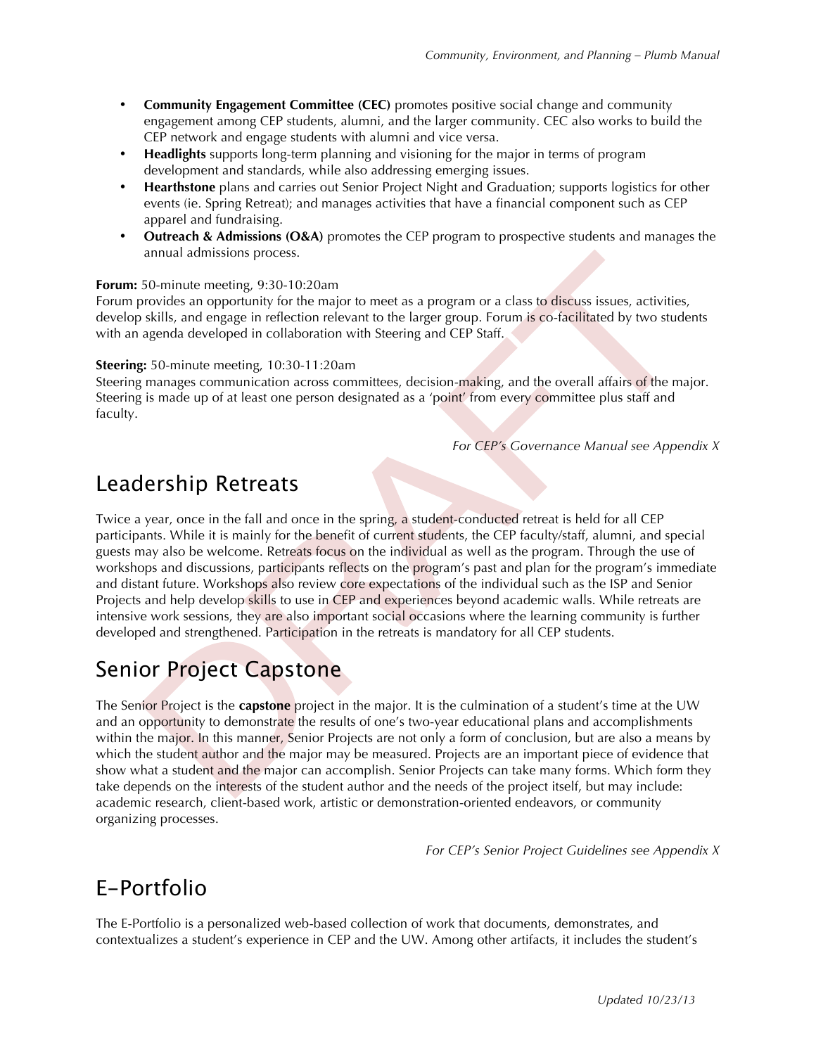- **Community Engagement Committee (CEC)** promotes positive social change and community engagement among CEP students, alumni, and the larger community. CEC also works to build the CEP network and engage students with alumni and vice versa.
- **Headlights** supports long-term planning and visioning for the major in terms of program development and standards, while also addressing emerging issues.
- **Hearthstone** plans and carries out Senior Project Night and Graduation; supports logistics for other events (ie. Spring Retreat); and manages activities that have a financial component such as CEP apparel and fundraising.
- **Outreach & Admissions (O&A)** promotes the CEP program to prospective students and manages the annual admissions process.

**Forum:** 50-minute meeting, 9:30-10:20am
Forum provides an opportunity for the major to meet as a program or a class to discuss issues, activities, develop skills, and engage in reflection relevant to the larger group. Forum is co-facilitated by two students with an agenda developed in collaboration with Steering and CEP Staff.

**Steering:** 50-minute meeting, 10:30-11:20am
Steering manages communication across committees, decision-making, and the overall affairs of the major. Steering is made up of at least one person designated as a 'point' from every committee plus staff and faculty.

*For CEP's Governance Manual see Appendix X*

# Leadership Retreats

Twice a year, once in the fall and once in the spring, a student-conducted retreat is held for all CEP participants. While it is mainly for the benefit of current students, the CEP faculty/staff, alumni, and special guests may also be welcome. Retreats focus on the individual as well as the program. Through the use of workshops and discussions, participants reflects on the program's past and plan for the program's immediate and distant future. Workshops also review core expectations of the individual such as the ISP and Senior Projects and help develop skills to use in CEP and experiences beyond academic walls. While retreats are intensive work sessions, they are also important social occasions where the learning community is further developed and strengthened. Participation in the retreats is mandatory for all CEP students.

# Senior Project Capstone

The Senior Project is the **capstone** project in the major. It is the culmination of a student's time at the UW and an opportunity to demonstrate the results of one's two-year educational plans and accomplishments within the major. In this manner, Senior Projects are not only a form of conclusion, but are also a means by which the student author and the major may be measured. Projects are an important piece of evidence that show what a student and the major can accomplish. Senior Projects can take many forms. Which form they take depends on the interests of the student author and the needs of the project itself, but may include: academic research, client-based work, artistic or demonstration-oriented endeavors, or community organizing processes.

*For CEP's Senior Project Guidelines see Appendix X*

# E-Portfolio

The E-Portfolio is a personalized web-based collection of work that documents, demonstrates, and contextualizes a student's experience in CEP and the UW. Among other artifacts, it includes the student's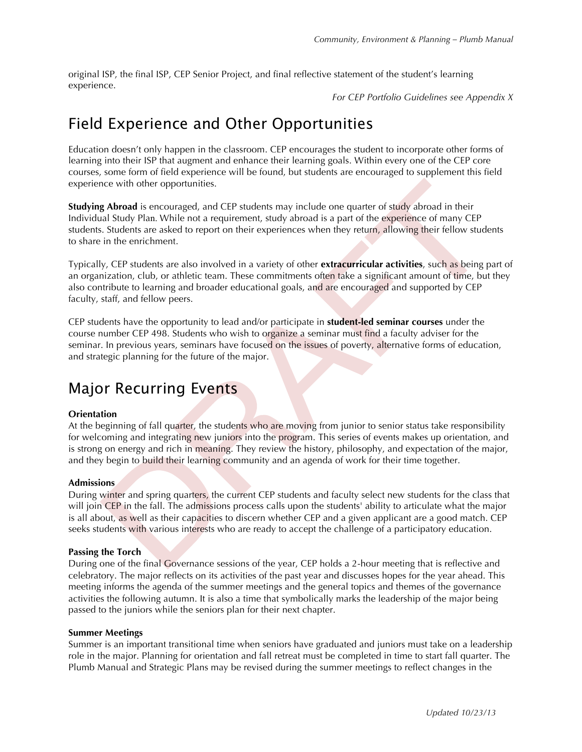original ISP, the final ISP, CEP Senior Project, and final reflective statement of the student's learning experience.

*For CEP Portfolio Guidelines see Appendix X*

## Field Experience and Other Opportunities

Education doesn't only happen in the classroom. CEP encourages the student to incorporate other forms of learning into their ISP that augment and enhance their learning goals. Within every one of the CEP core courses, some form of field experience will be found, but students are encouraged to supplement this field experience with other opportunities.

**Studying Abroad** is encouraged, and CEP students may include one quarter of study abroad in their Individual Study Plan. While not a requirement, study abroad is a part of the experience of many CEP students. Students are asked to report on their experiences when they return, allowing their fellow students to share in the enrichment.

Typically, CEP students are also involved in a variety of other **extracurricular activities**, such as being part of an organization, club, or athletic team. These commitments often take a significant amount of time, but they also contribute to learning and broader educational goals, and are encouraged and supported by CEP faculty, staff, and fellow peers.

CEP students have the opportunity to lead and/or participate in **student-led seminar courses** under the course number CEP 498. Students who wish to organize a seminar must find a faculty adviser for the seminar. In previous years, seminars have focused on the issues of poverty, alternative forms of education, and strategic planning for the future of the major.

## Major Recurring Events

**Orientation**
At the beginning of fall quarter, the students who are moving from junior to senior status take responsibility for welcoming and integrating new juniors into the program. This series of events makes up orientation, and is strong on energy and rich in meaning. They review the history, philosophy, and expectation of the major, and they begin to build their learning community and an agenda of work for their time together.

**Admissions**
During winter and spring quarters, the current CEP students and faculty select new students for the class that will join CEP in the fall. The admissions process calls upon the students' ability to articulate what the major is all about, as well as their capacities to discern whether CEP and a given applicant are a good match. CEP seeks students with various interests who are ready to accept the challenge of a participatory education.

**Passing the Torch**
During one of the final Governance sessions of the year, CEP holds a 2-hour meeting that is reflective and celebratory. The major reflects on its activities of the past year and discusses hopes for the year ahead. This meeting informs the agenda of the summer meetings and the general topics and themes of the governance activities the following autumn. It is also a time that symbolically marks the leadership of the major being passed to the juniors while the seniors plan for their next chapter.

**Summer Meetings**
Summer is an important transitional time when seniors have graduated and juniors must take on a leadership role in the major. Planning for orientation and fall retreat must be completed in time to start fall quarter. The Plumb Manual and Strategic Plans may be revised during the summer meetings to reflect changes in the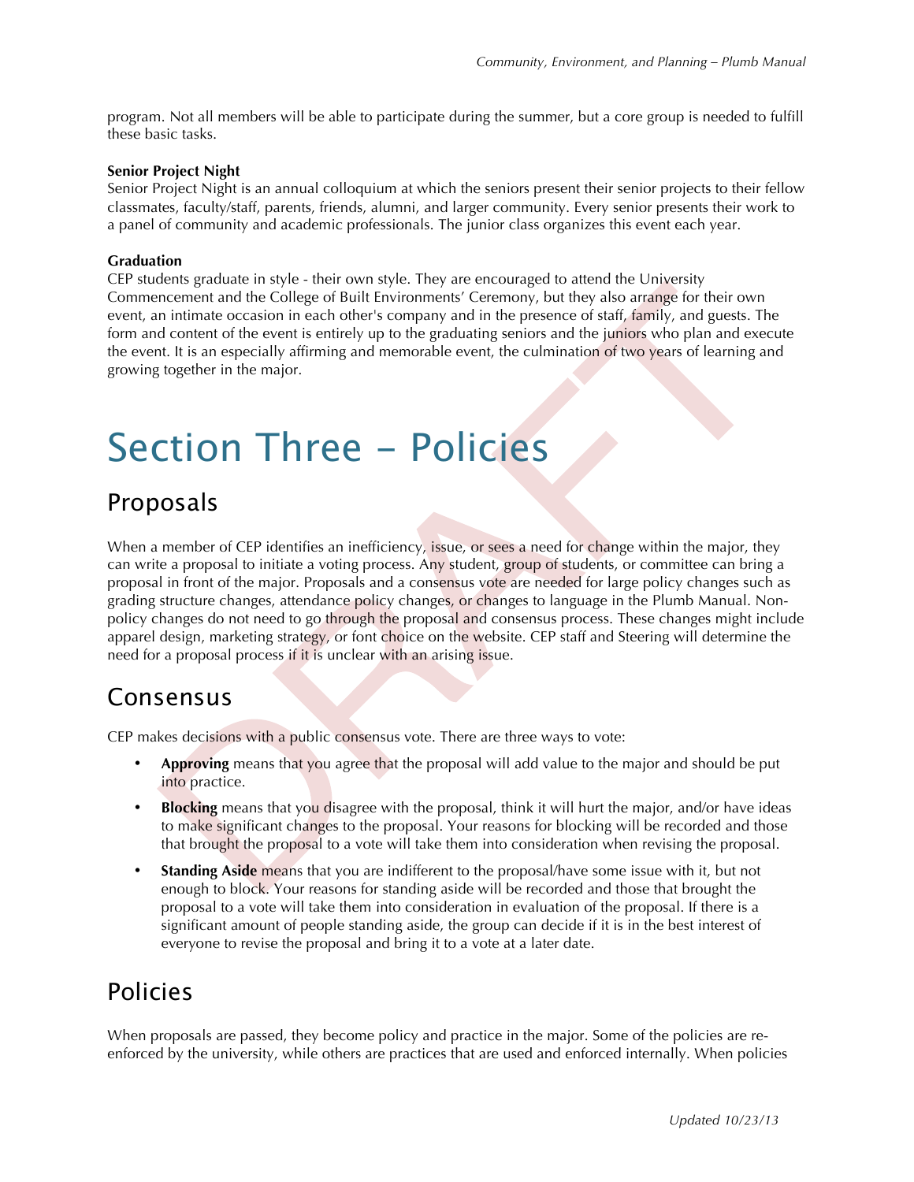program. Not all members will be able to participate during the summer, but a core group is needed to fulfill these basic tasks.

**Senior Project Night**
Senior Project Night is an annual colloquium at which the seniors present their senior projects to their fellow classmates, faculty/staff, parents, friends, alumni, and larger community. Every senior presents their work to a panel of community and academic professionals. The junior class organizes this event each year.

**Graduation**
CEP students graduate in style - their own style. They are encouraged to attend the University Commencement and the College of Built Environments' Ceremony, but they also arrange for their own event, an intimate occasion in each other's company and in the presence of staff, family, and guests. The form and content of the event is entirely up to the graduating seniors and the juniors who plan and execute the event. It is an especially affirming and memorable event, the culmination of two years of learning and growing together in the major.

# Section Three – Policies

## Proposals

When a member of CEP identifies an inefficiency, issue, or sees a need for change within the major, they can write a proposal to initiate a voting process. Any student, group of students, or committee can bring a proposal in front of the major. Proposals and a consensus vote are needed for large policy changes such as grading structure changes, attendance policy changes, or changes to language in the Plumb Manual. Non-policy changes do not need to go through the proposal and consensus process. These changes might include apparel design, marketing strategy, or font choice on the website. CEP staff and Steering will determine the need for a proposal process if it is unclear with an arising issue.

## Consensus

CEP makes decisions with a public consensus vote. There are three ways to vote:

- **Approving** means that you agree that the proposal will add value to the major and should be put into practice.
- **Blocking** means that you disagree with the proposal, think it will hurt the major, and/or have ideas to make significant changes to the proposal. Your reasons for blocking will be recorded and those that brought the proposal to a vote will take them into consideration when revising the proposal.
- **Standing Aside** means that you are indifferent to the proposal/have some issue with it, but not enough to block. Your reasons for standing aside will be recorded and those that brought the proposal to a vote will take them into consideration in evaluation of the proposal. If there is a significant amount of people standing aside, the group can decide if it is in the best interest of everyone to revise the proposal and bring it to a vote at a later date.

## Policies

When proposals are passed, they become policy and practice in the major. Some of the policies are re-enforced by the university, while others are practices that are used and enforced internally. When policies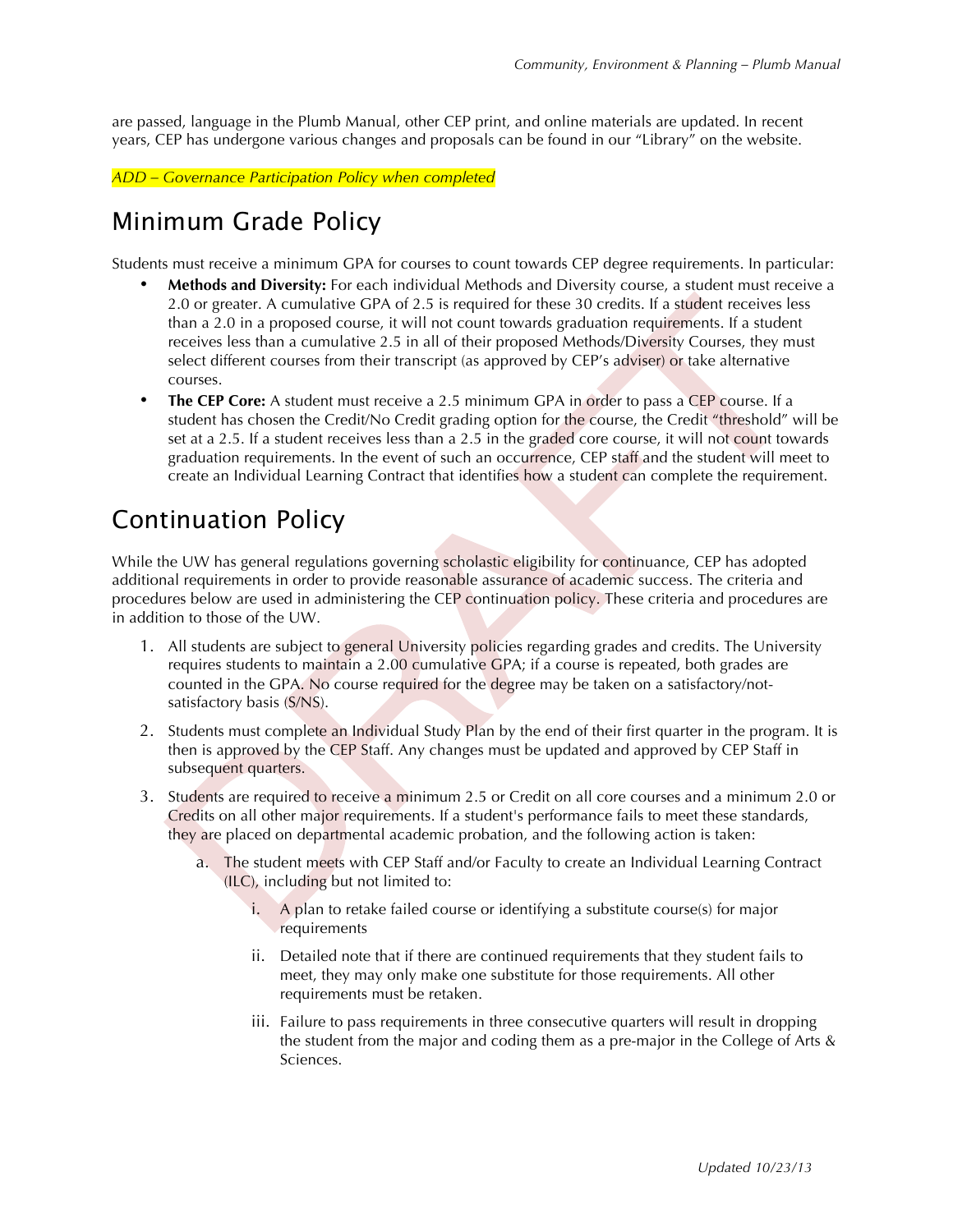are passed, language in the Plumb Manual, other CEP print, and online materials are updated. In recent years, CEP has undergone various changes and proposals can be found in our "Library" on the website.

*ADD – Governance Participation Policy when completed*

## Minimum Grade Policy

Students must receive a minimum GPA for courses to count towards CEP degree requirements. In particular:

- **Methods and Diversity:** For each individual Methods and Diversity course, a student must receive a 2.0 or greater. A cumulative GPA of 2.5 is required for these 30 credits. If a student receives less than a 2.0 in a proposed course, it will not count towards graduation requirements. If a student receives less than a cumulative 2.5 in all of their proposed Methods/Diversity Courses, they must select different courses from their transcript (as approved by CEP's adviser) or take alternative courses.
- **The CEP Core:** A student must receive a 2.5 minimum GPA in order to pass a CEP course. If a student has chosen the Credit/No Credit grading option for the course, the Credit "threshold" will be set at a 2.5. If a student receives less than a 2.5 in the graded core course, it will not count towards graduation requirements. In the event of such an occurrence, CEP staff and the student will meet to create an Individual Learning Contract that identifies how a student can complete the requirement.

## Continuation Policy

While the UW has general regulations governing scholastic eligibility for continuance, CEP has adopted additional requirements in order to provide reasonable assurance of academic success. The criteria and procedures below are used in administering the CEP continuation policy. These criteria and procedures are in addition to those of the UW.

1. All students are subject to general University policies regarding grades and credits. The University requires students to maintain a 2.00 cumulative GPA; if a course is repeated, both grades are counted in the GPA. No course required for the degree may be taken on a satisfactory/not-satisfactory basis (S/NS).
2. Students must complete an Individual Study Plan by the end of their first quarter in the program. It is then is approved by the CEP Staff. Any changes must be updated and approved by CEP Staff in subsequent quarters.
3. Students are required to receive a minimum 2.5 or Credit on all core courses and a minimum 2.0 or Credits on all other major requirements. If a student's performance fails to meet these standards, they are placed on departmental academic probation, and the following action is taken:
   a. The student meets with CEP Staff and/or Faculty to create an Individual Learning Contract (ILC), including but not limited to:
      i. A plan to retake failed course or identifying a substitute course(s) for major requirements
      ii. Detailed note that if there are continued requirements that they student fails to meet, they may only make one substitute for those requirements. All other requirements must be retaken.
      iii. Failure to pass requirements in three consecutive quarters will result in dropping the student from the major and coding them as a pre-major in the College of Arts & Sciences.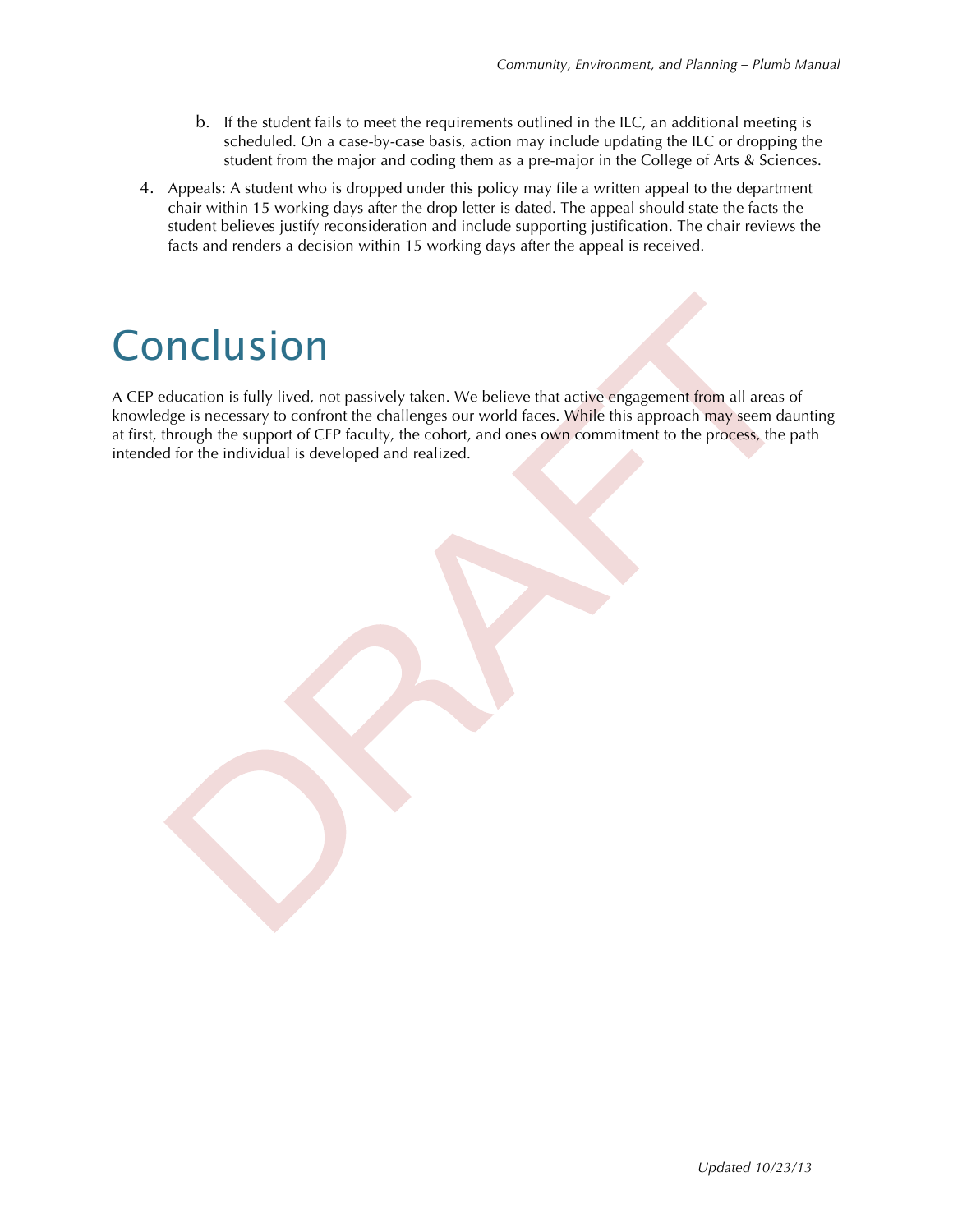b. If the student fails to meet the requirements outlined in the ILC, an additional meeting is scheduled. On a case-by-case basis, action may include updating the ILC or dropping the student from the major and coding them as a pre-major in the College of Arts & Sciences.

4. Appeals: A student who is dropped under this policy may file a written appeal to the department chair within 15 working days after the drop letter is dated. The appeal should state the facts the student believes justify reconsideration and include supporting justification. The chair reviews the facts and renders a decision within 15 working days after the appeal is received.

# Conclusion

A CEP education is fully lived, not passively taken. We believe that active engagement from all areas of knowledge is necessary to confront the challenges our world faces. While this approach may seem daunting at first, through the support of CEP faculty, the cohort, and ones own commitment to the process, the path intended for the individual is developed and realized.